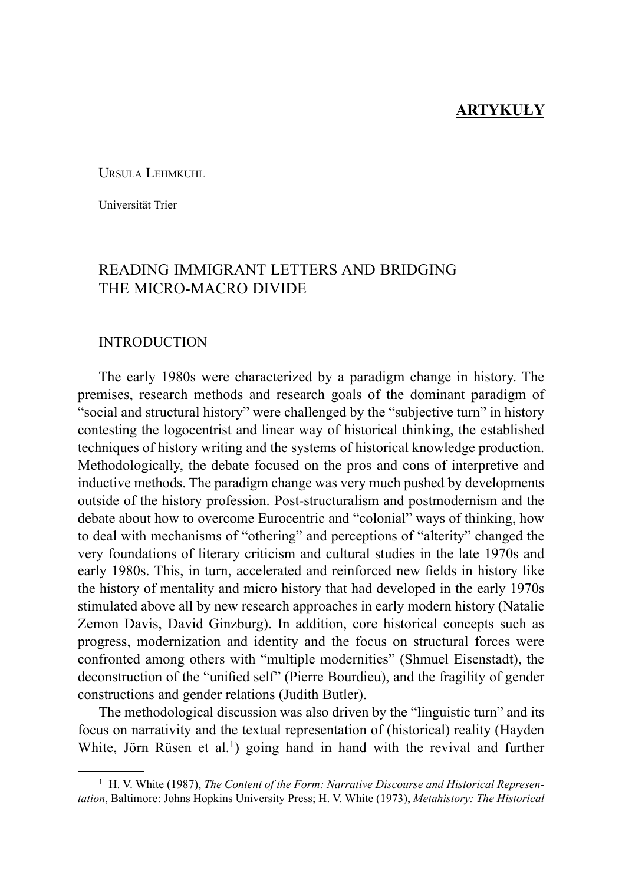**ARTYKUŁY**

Ursula Lehmkuhl

Universität Trier

# READING IMMIGRANT LETTERS AND BRIDGING THE MICRO-MACRO DIVIDE

## INTRODUCTION

The early 1980s were characterized by a paradigm change in history. The premises, research methods and research goals of the dominant paradigm of "social and structural history" were challenged by the "subjective turn" in history contesting the logocentrist and linear way of historical thinking, the established techniques of history writing and the systems of historical knowledge production. Methodologically, the debate focused on the pros and cons of interpretive and inductive methods. The paradigm change was very much pushed by developments outside of the history profession. Post-structuralism and postmodernism and the debate about how to overcome Eurocentric and "colonial" ways of thinking, how to deal with mechanisms of "othering" and perceptions of "alterity" changed the very foundations of literary criticism and cultural studies in the late 1970s and early 1980s. This, in turn, accelerated and reinforced new fields in history like the history of mentality and micro history that had developed in the early 1970s stimulated above all by new research approaches in early modern history (Natalie Zemon Davis, David Ginzburg). In addition, core historical concepts such as progress, modernization and identity and the focus on structural forces were confronted among others with "multiple modernities" (Shmuel Eisenstadt), the deconstruction of the "unified self" (Pierre Bourdieu), and the fragility of gender constructions and gender relations (Judith Butler).

The methodological discussion was also driven by the "linguistic turn" and its focus on narrativity and the textual representation of (historical) reality (Hayden White, Jörn Rüsen et al.[1]) going hand in hand with the revival and further

---

[1] H. V. White (1987), *The Content of the Form: Narrative Discourse and Historical Representation*, Baltimore: Johns Hopkins University Press; H. V. White (1973), *Metahistory: The Historical*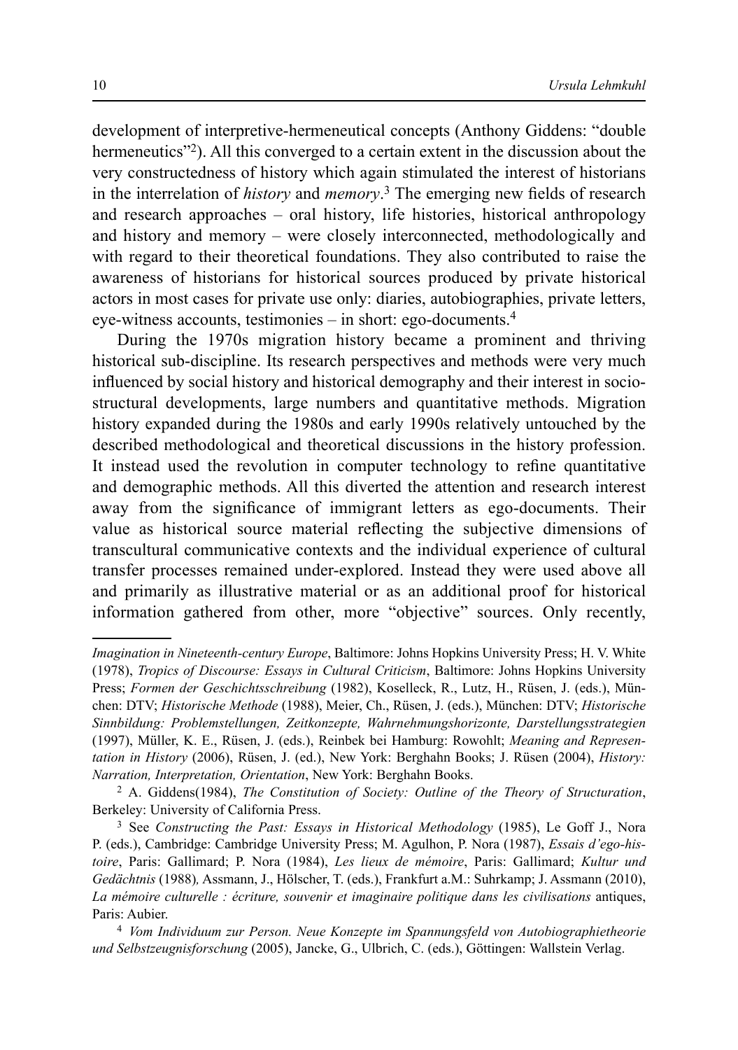development of interpretive-hermeneutical concepts (Anthony Giddens: "double hermeneutics"[2]). All this converged to a certain extent in the discussion about the very constructedness of history which again stimulated the interest of historians in the interrelation of *history* and *memory*.[3] The emerging new fields of research and research approaches – oral history, life histories, historical anthropology and history and memory – were closely interconnected, methodologically and with regard to their theoretical foundations. They also contributed to raise the awareness of historians for historical sources produced by private historical actors in most cases for private use only: diaries, autobiographies, private letters, eye-witness accounts, testimonies – in short: ego-documents.[4]

During the 1970s migration history became a prominent and thriving historical sub-discipline. Its research perspectives and methods were very much influenced by social history and historical demography and their interest in socio-structural developments, large numbers and quantitative methods. Migration history expanded during the 1980s and early 1990s relatively untouched by the described methodological and theoretical discussions in the history profession. It instead used the revolution in computer technology to refine quantitative and demographic methods. All this diverted the attention and research interest away from the significance of immigrant letters as ego-documents. Their value as historical source material reflecting the subjective dimensions of transcultural communicative contexts and the individual experience of cultural transfer processes remained under-explored. Instead they were used above all and primarily as illustrative material or as an additional proof for historical information gathered from other, more "objective" sources. Only recently,

---

*Imagination in Nineteenth-century Europe*, Baltimore: Johns Hopkins University Press; H. V. White (1978), *Tropics of Discourse: Essays in Cultural Criticism*, Baltimore: Johns Hopkins University Press; *Formen der Geschichtsschreibung* (1982), Koselleck, R., Lutz, H., Rüsen, J. (eds.), München: DTV; *Historische Methode* (1988), Meier, Ch., Rüsen, J. (eds.), München: DTV; *Historische Sinnbildung: Problemstellungen, Zeitkonzepte, Wahrnehmungshorizonte, Darstellungsstrategien* (1997), Müller, K. E., Rüsen, J. (eds.), Reinbek bei Hamburg: Rowohlt; *Meaning and Representation in History* (2006), Rüsen, J. (ed.), New York: Berghahn Books; J. Rüsen (2004), *History: Narration, Interpretation, Orientation*, New York: Berghahn Books.

[2] A. Giddens(1984), *The Constitution of Society: Outline of the Theory of Structuration*, Berkeley: University of California Press.

[3] See *Constructing the Past: Essays in Historical Methodology* (1985), Le Goff J., Nora P. (eds.), Cambridge: Cambridge University Press; M. Agulhon, P. Nora (1987), *Essais d'ego-histoire*, Paris: Gallimard; P. Nora (1984), *Les lieux de mémoire*, Paris: Gallimard; *Kultur und Gedächtnis* (1988), Assmann, J., Hölscher, T. (eds.), Frankfurt a.M.: Suhrkamp; J. Assmann (2010), *La mémoire culturelle : écriture, souvenir et imaginaire politique dans les civilisations* antiques, Paris: Aubier.

[4] *Vom Individuum zur Person. Neue Konzepte im Spannungsfeld von Autobiographietheorie und Selbstzeugnisforschung* (2005), Jancke, G., Ulbrich, C. (eds.), Göttingen: Wallstein Verlag.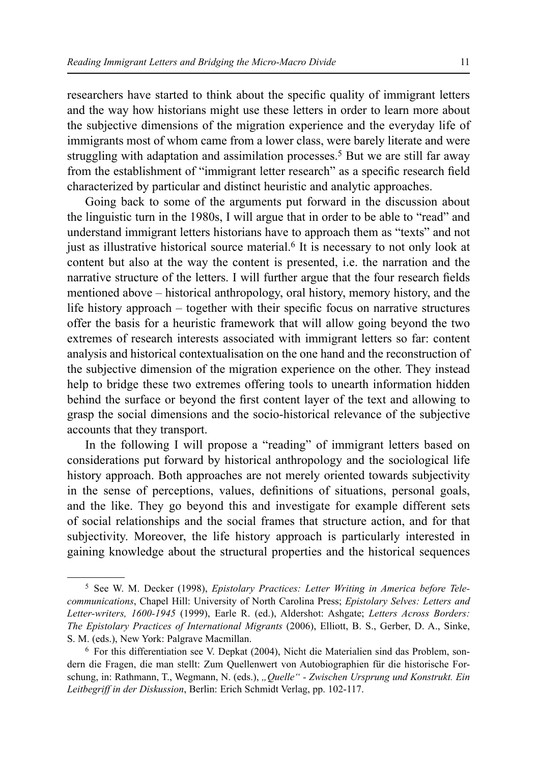researchers have started to think about the specific quality of immigrant letters and the way how historians might use these letters in order to learn more about the subjective dimensions of the migration experience and the everyday life of immigrants most of whom came from a lower class, were barely literate and were struggling with adaptation and assimilation processes.[5] But we are still far away from the establishment of "immigrant letter research" as a specific research field characterized by particular and distinct heuristic and analytic approaches.

Going back to some of the arguments put forward in the discussion about the linguistic turn in the 1980s, I will argue that in order to be able to "read" and understand immigrant letters historians have to approach them as "texts" and not just as illustrative historical source material.[6] It is necessary to not only look at content but also at the way the content is presented, i.e. the narration and the narrative structure of the letters. I will further argue that the four research fields mentioned above – historical anthropology, oral history, memory history, and the life history approach – together with their specific focus on narrative structures offer the basis for a heuristic framework that will allow going beyond the two extremes of research interests associated with immigrant letters so far: content analysis and historical contextualisation on the one hand and the reconstruction of the subjective dimension of the migration experience on the other. They instead help to bridge these two extremes offering tools to unearth information hidden behind the surface or beyond the first content layer of the text and allowing to grasp the social dimensions and the socio-historical relevance of the subjective accounts that they transport.

In the following I will propose a "reading" of immigrant letters based on considerations put forward by historical anthropology and the sociological life history approach. Both approaches are not merely oriented towards subjectivity in the sense of perceptions, values, definitions of situations, personal goals, and the like. They go beyond this and investigate for example different sets of social relationships and the social frames that structure action, and for that subjectivity. Moreover, the life history approach is particularly interested in gaining knowledge about the structural properties and the historical sequences

---

[5] See W. M. Decker (1998), *Epistolary Practices: Letter Writing in America before Telecommunications*, Chapel Hill: University of North Carolina Press; *Epistolary Selves: Letters and Letter-writers, 1600-1945* (1999), Earle R. (ed.), Aldershot: Ashgate; *Letters Across Borders: The Epistolary Practices of International Migrants* (2006), Elliott, B. S., Gerber, D. A., Sinke, S. M. (eds.), New York: Palgrave Macmillan.

[6] For this differentiation see V. Depkat (2004), Nicht die Materialien sind das Problem, sondern die Fragen, die man stellt: Zum Quellenwert von Autobiographien für die historische Forschung, in: Rathmann, T., Wegmann, N. (eds.), *„Quelle" - Zwischen Ursprung und Konstrukt. Ein Leitbegriff in der Diskussion*, Berlin: Erich Schmidt Verlag, pp. 102-117.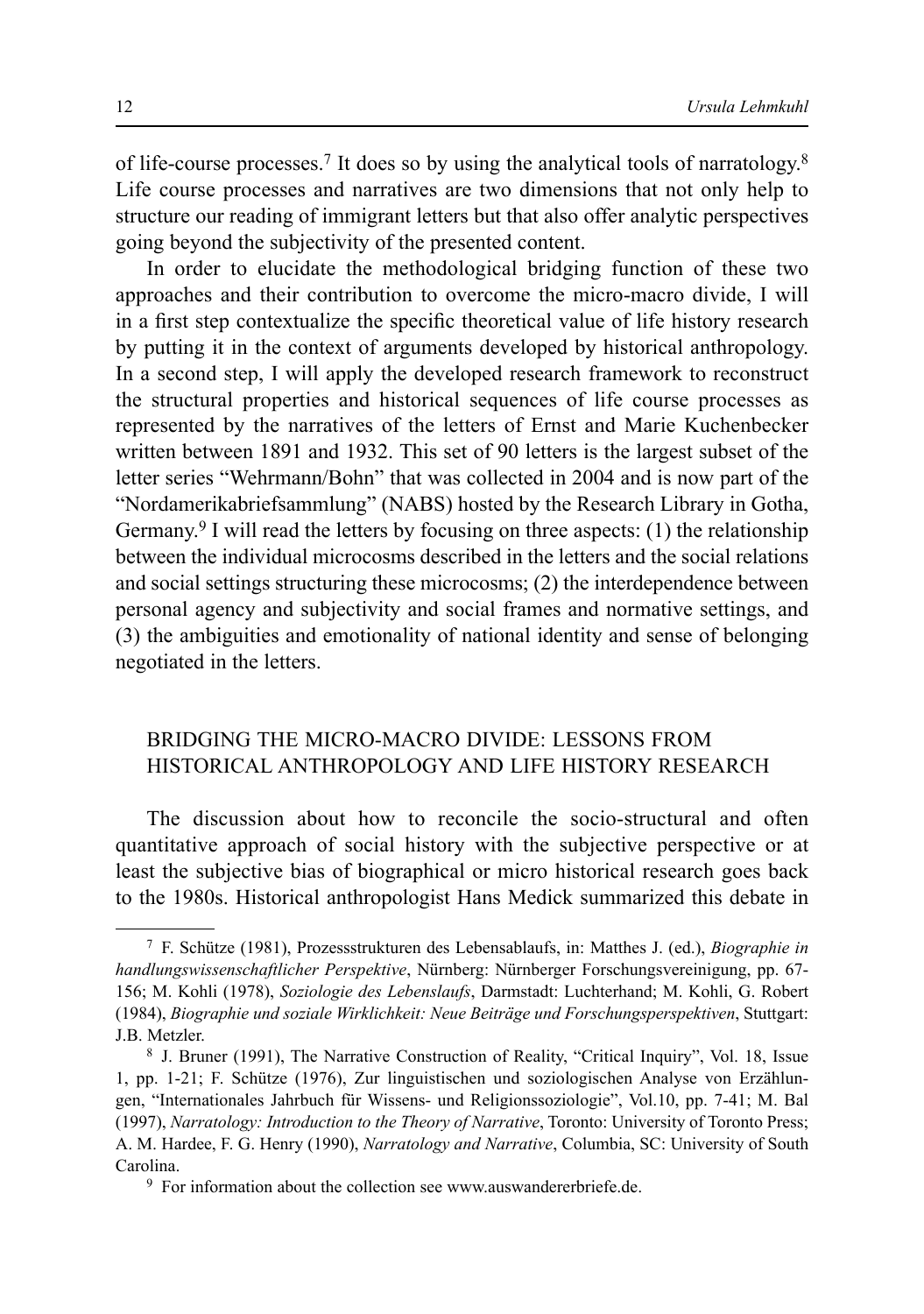of life-course processes.[7] It does so by using the analytical tools of narratology.[8] Life course processes and narratives are two dimensions that not only help to structure our reading of immigrant letters but that also offer analytic perspectives going beyond the subjectivity of the presented content.

In order to elucidate the methodological bridging function of these two approaches and their contribution to overcome the micro-macro divide, I will in a first step contextualize the specific theoretical value of life history research by putting it in the context of arguments developed by historical anthropology. In a second step, I will apply the developed research framework to reconstruct the structural properties and historical sequences of life course processes as represented by the narratives of the letters of Ernst and Marie Kuchenbecker written between 1891 and 1932. This set of 90 letters is the largest subset of the letter series "Wehrmann/Bohn" that was collected in 2004 and is now part of the "Nordamerikabriefsammlung" (NABS) hosted by the Research Library in Gotha, Germany.[9] I will read the letters by focusing on three aspects: (1) the relationship between the individual microcosms described in the letters and the social relations and social settings structuring these microcosms; (2) the interdependence between personal agency and subjectivity and social frames and normative settings, and (3) the ambiguities and emotionality of national identity and sense of belonging negotiated in the letters.

## BRIDGING THE MICRO-MACRO DIVIDE: LESSONS FROM HISTORICAL ANTHROPOLOGY AND LIFE HISTORY RESEARCH

The discussion about how to reconcile the socio-structural and often quantitative approach of social history with the subjective perspective or at least the subjective bias of biographical or micro historical research goes back to the 1980s. Historical anthropologist Hans Medick summarized this debate in

---

[7] F. Schütze (1981), Prozessstrukturen des Lebensablaufs, in: Matthes J. (ed.), *Biographie in handlungswissenschaftlicher Perspektive*, Nürnberg: Nürnberger Forschungsvereinigung, pp. 67-156; M. Kohli (1978), *Soziologie des Lebenslaufs*, Darmstadt: Luchterhand; M. Kohli, G. Robert (1984), *Biographie und soziale Wirklichkeit: Neue Beiträge und Forschungsperspektiven*, Stuttgart: J.B. Metzler.

[8] J. Bruner (1991), The Narrative Construction of Reality, "Critical Inquiry", Vol. 18, Issue 1, pp. 1-21; F. Schütze (1976), Zur linguistischen und soziologischen Analyse von Erzählungen, "Internationales Jahrbuch für Wissens- und Religionssoziologie", Vol.10, pp. 7-41; M. Bal (1997), *Narratology: Introduction to the Theory of Narrative*, Toronto: University of Toronto Press; A. M. Hardee, F. G. Henry (1990), *Narratology and Narrative*, Columbia, SC: University of South Carolina.

[9] For information about the collection see www.auswandererbriefe.de.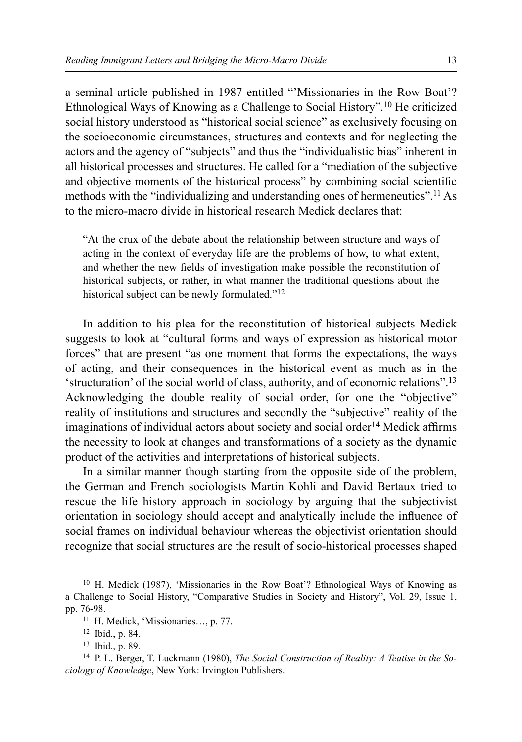a seminal article published in 1987 entitled "'Missionaries in the Row Boat'? Ethnological Ways of Knowing as a Challenge to Social History".[10] He criticized social history understood as "historical social science" as exclusively focusing on the socioeconomic circumstances, structures and contexts and for neglecting the actors and the agency of "subjects" and thus the "individualistic bias" inherent in all historical processes and structures. He called for a "mediation of the subjective and objective moments of the historical process" by combining social scientific methods with the "individualizing and understanding ones of hermeneutics".[11] As to the micro-macro divide in historical research Medick declares that:

> "At the crux of the debate about the relationship between structure and ways of acting in the context of everyday life are the problems of how, to what extent, and whether the new fields of investigation make possible the reconstitution of historical subjects, or rather, in what manner the traditional questions about the historical subject can be newly formulated."[12]

In addition to his plea for the reconstitution of historical subjects Medick suggests to look at "cultural forms and ways of expression as historical motor forces" that are present "as one moment that forms the expectations, the ways of acting, and their consequences in the historical event as much as in the 'structuration' of the social world of class, authority, and of economic relations".[13] Acknowledging the double reality of social order, for one the "objective" reality of institutions and structures and secondly the "subjective" reality of the imaginations of individual actors about society and social order[14] Medick affirms the necessity to look at changes and transformations of a society as the dynamic product of the activities and interpretations of historical subjects.

In a similar manner though starting from the opposite side of the problem, the German and French sociologists Martin Kohli and David Bertaux tried to rescue the life history approach in sociology by arguing that the subjectivist orientation in sociology should accept and analytically include the influence of social frames on individual behaviour whereas the objectivist orientation should recognize that social structures are the result of socio-historical processes shaped

---

[10] H. Medick (1987), 'Missionaries in the Row Boat'? Ethnological Ways of Knowing as a Challenge to Social History, "Comparative Studies in Society and History", Vol. 29, Issue 1, pp. 76-98.

[11] H. Medick, 'Missionaries…, p. 77.

[12] Ibid., p. 84.

[13] Ibid., p. 89.

[14] P. L. Berger, T. Luckmann (1980), *The Social Construction of Reality: A Teatise in the Sociology of Knowledge*, New York: Irvington Publishers.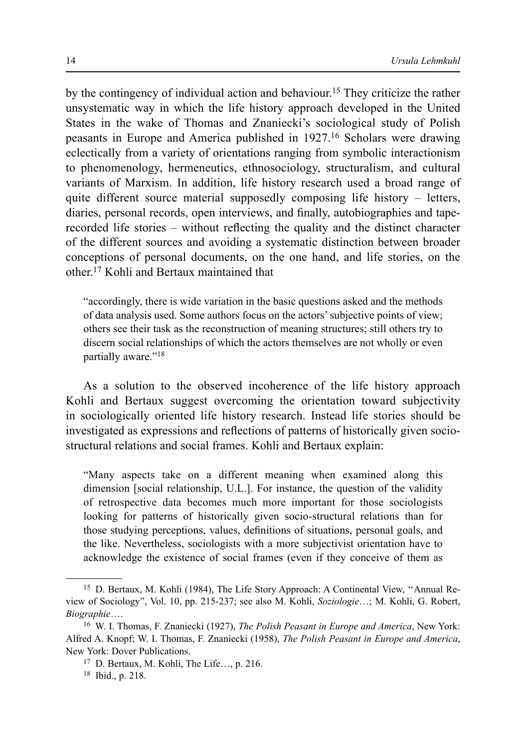by the contingency of individual action and behaviour.[15] They criticize the rather unsystematic way in which the life history approach developed in the United States in the wake of Thomas and Znaniecki's sociological study of Polish peasants in Europe and America published in 1927.[16] Scholars were drawing eclectically from a variety of orientations ranging from symbolic interactionism to phenomenology, hermeneutics, ethnosociology, structuralism, and cultural variants of Marxism. In addition, life history research used a broad range of quite different source material supposedly composing life history – letters, diaries, personal records, open interviews, and finally, autobiographies and tape-recorded life stories – without reflecting the quality and the distinct character of the different sources and avoiding a systematic distinction between broader conceptions of personal documents, on the one hand, and life stories, on the other.[17] Kohli and Bertaux maintained that

> "accordingly, there is wide variation in the basic questions asked and the methods of data analysis used. Some authors focus on the actors' subjective points of view; others see their task as the reconstruction of meaning structures; still others try to discern social relationships of which the actors themselves are not wholly or even partially aware."[18]

As a solution to the observed incoherence of the life history approach Kohli and Bertaux suggest overcoming the orientation toward subjectivity in sociologically oriented life history research. Instead life stories should be investigated as expressions and reflections of patterns of historically given socio-structural relations and social frames. Kohli and Bertaux explain:

> "Many aspects take on a different meaning when examined along this dimension [social relationship, U.L.]. For instance, the question of the validity of retrospective data becomes much more important for those sociologists looking for patterns of historically given socio-structural relations than for those studying perceptions, values, definitions of situations, personal goals, and the like. Nevertheless, sociologists with a more subjectivist orientation have to acknowledge the existence of social frames (even if they conceive of them as

---

[15] D. Bertaux, M. Kohli (1984), The Life Story Approach: A Continental View, "Annual Review of Sociology", Vol. 10, pp. 215-237; see also M. Kohli, *Soziologie*…; M. Kohli, G. Robert, *Biographie*….

[16] W. I. Thomas, F. Znaniecki (1927), *The Polish Peasant in Europe and America*, New York: Alfred A. Knopf; W. I. Thomas, F. Znaniecki (1958), *The Polish Peasant in Europe and America*, New York: Dover Publications.

[17] D. Bertaux, M. Kohli, The Life…, p. 216.

[18] Ibid., p. 218.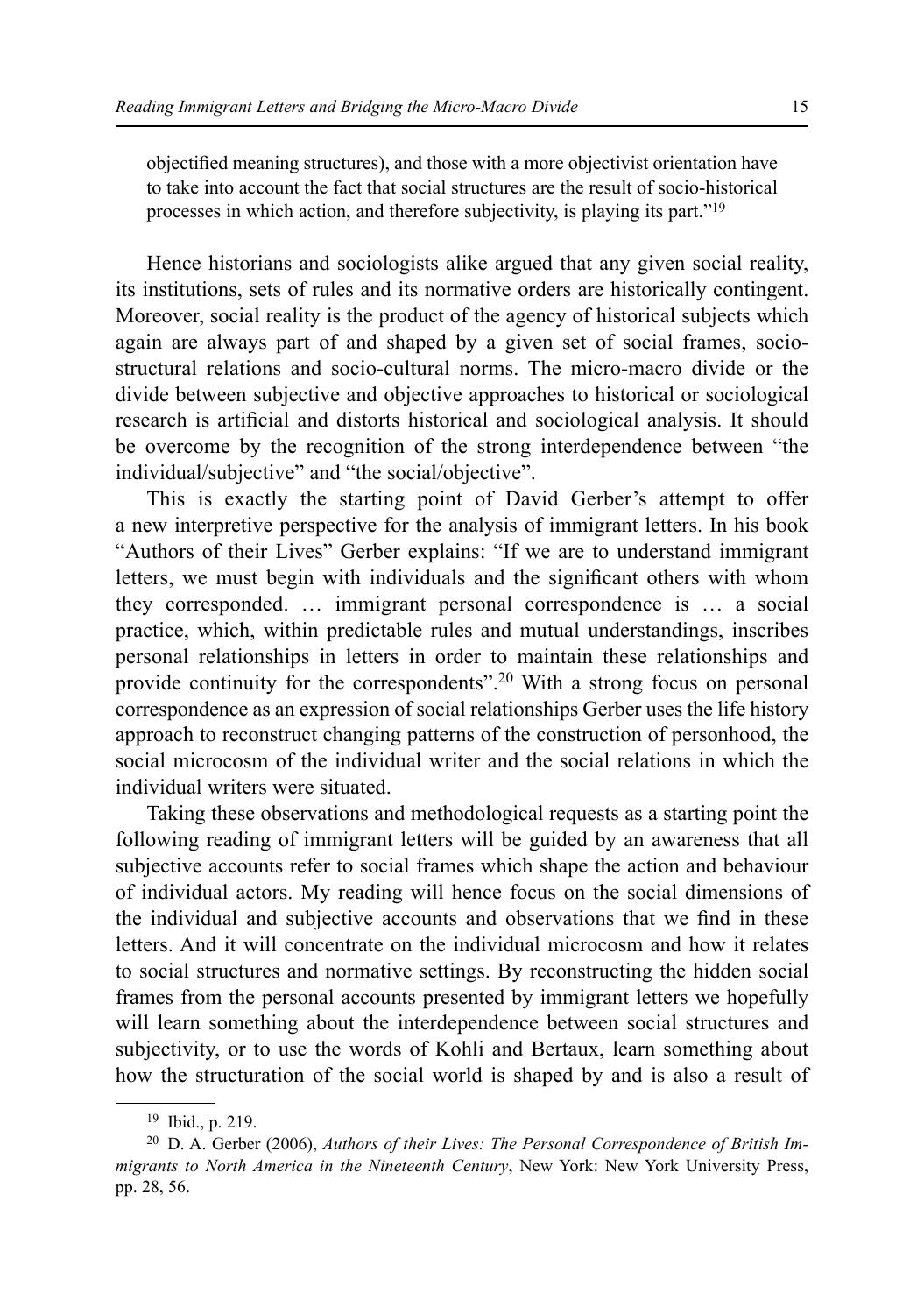objectified meaning structures), and those with a more objectivist orientation have to take into account the fact that social structures are the result of socio-historical processes in which action, and therefore subjectivity, is playing its part."[19]

Hence historians and sociologists alike argued that any given social reality, its institutions, sets of rules and its normative orders are historically contingent. Moreover, social reality is the product of the agency of historical subjects which again are always part of and shaped by a given set of social frames, socio-structural relations and socio-cultural norms. The micro-macro divide or the divide between subjective and objective approaches to historical or sociological research is artificial and distorts historical and sociological analysis. It should be overcome by the recognition of the strong interdependence between "the individual/subjective" and "the social/objective".

This is exactly the starting point of David Gerber's attempt to offer a new interpretive perspective for the analysis of immigrant letters. In his book "Authors of their Lives" Gerber explains: "If we are to understand immigrant letters, we must begin with individuals and the significant others with whom they corresponded. … immigrant personal correspondence is … a social practice, which, within predictable rules and mutual understandings, inscribes personal relationships in letters in order to maintain these relationships and provide continuity for the correspondents".[20] With a strong focus on personal correspondence as an expression of social relationships Gerber uses the life history approach to reconstruct changing patterns of the construction of personhood, the social microcosm of the individual writer and the social relations in which the individual writers were situated.

Taking these observations and methodological requests as a starting point the following reading of immigrant letters will be guided by an awareness that all subjective accounts refer to social frames which shape the action and behaviour of individual actors. My reading will hence focus on the social dimensions of the individual and subjective accounts and observations that we find in these letters. And it will concentrate on the individual microcosm and how it relates to social structures and normative settings. By reconstructing the hidden social frames from the personal accounts presented by immigrant letters we hopefully will learn something about the interdependence between social structures and subjectivity, or to use the words of Kohli and Bertaux, learn something about how the structuration of the social world is shaped by and is also a result of

[19] Ibid., p. 219.

[20] D. A. Gerber (2006), *Authors of their Lives: The Personal Correspondence of British Immigrants to North America in the Nineteenth Century*, New York: New York University Press, pp. 28, 56.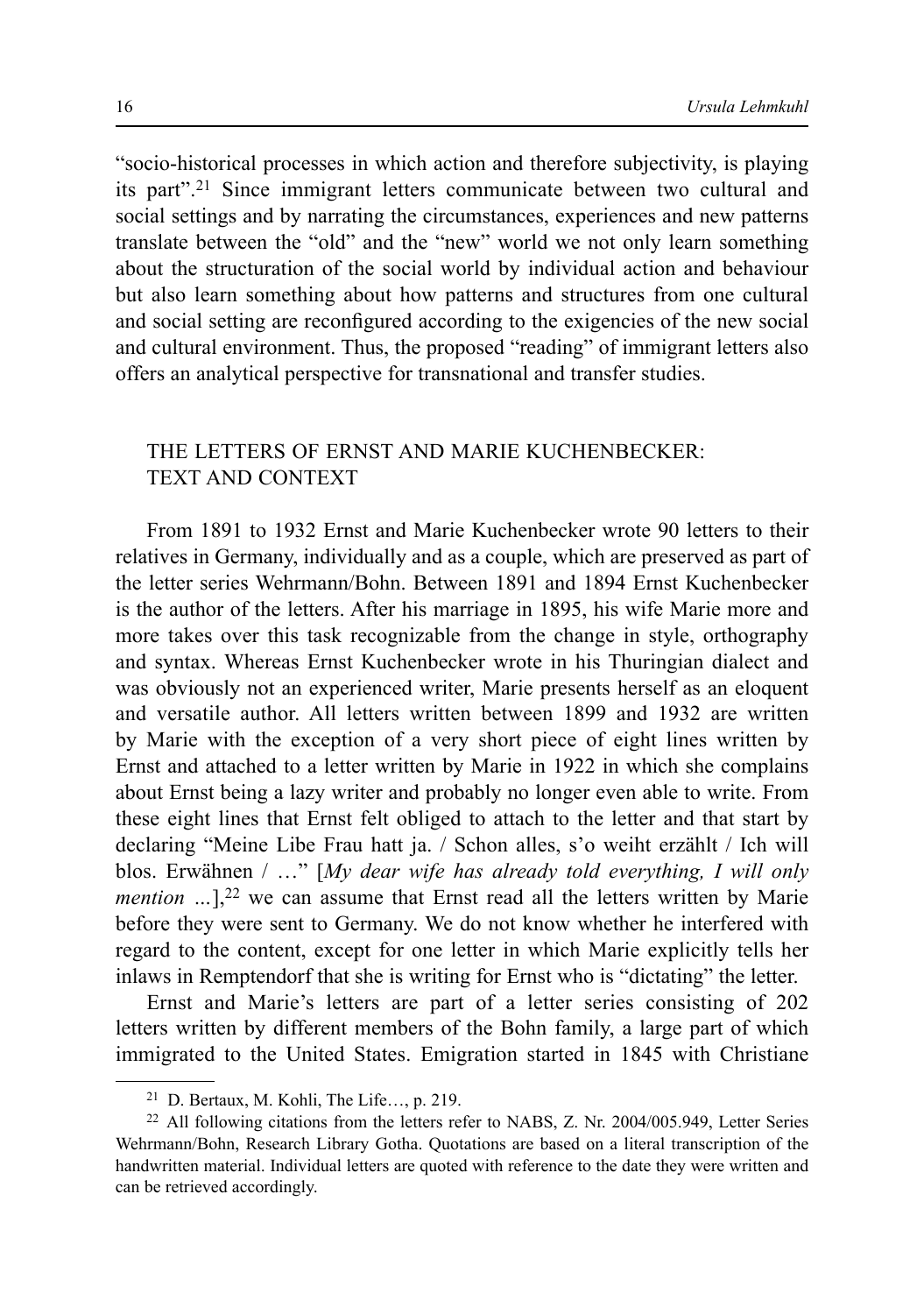"socio-historical processes in which action and therefore subjectivity, is playing its part".[21] Since immigrant letters communicate between two cultural and social settings and by narrating the circumstances, experiences and new patterns translate between the "old" and the "new" world we not only learn something about the structuration of the social world by individual action and behaviour but also learn something about how patterns and structures from one cultural and social setting are reconfigured according to the exigencies of the new social and cultural environment. Thus, the proposed "reading" of immigrant letters also offers an analytical perspective for transnational and transfer studies.

## THE LETTERS OF ERNST AND MARIE KUCHENBECKER: TEXT AND CONTEXT

From 1891 to 1932 Ernst and Marie Kuchenbecker wrote 90 letters to their relatives in Germany, individually and as a couple, which are preserved as part of the letter series Wehrmann/Bohn. Between 1891 and 1894 Ernst Kuchenbecker is the author of the letters. After his marriage in 1895, his wife Marie more and more takes over this task recognizable from the change in style, orthography and syntax. Whereas Ernst Kuchenbecker wrote in his Thuringian dialect and was obviously not an experienced writer, Marie presents herself as an eloquent and versatile author. All letters written between 1899 and 1932 are written by Marie with the exception of a very short piece of eight lines written by Ernst and attached to a letter written by Marie in 1922 in which she complains about Ernst being a lazy writer and probably no longer even able to write. From these eight lines that Ernst felt obliged to attach to the letter and that start by declaring "Meine Libe Frau hatt ja. / Schon alles, s'o weiht erzählt / Ich will blos. Erwähnen / …" [*My dear wife has already told everything, I will only mention …*],[22] we can assume that Ernst read all the letters written by Marie before they were sent to Germany. We do not know whether he interfered with regard to the content, except for one letter in which Marie explicitly tells her inlaws in Remptendorf that she is writing for Ernst who is "dictating" the letter.

Ernst and Marie's letters are part of a letter series consisting of 202 letters written by different members of the Bohn family, a large part of which immigrated to the United States. Emigration started in 1845 with Christiane

---

[21] D. Bertaux, M. Kohli, The Life…, p. 219.

[22] All following citations from the letters refer to NABS, Z. Nr. 2004/005.949, Letter Series Wehrmann/Bohn, Research Library Gotha. Quotations are based on a literal transcription of the handwritten material. Individual letters are quoted with reference to the date they were written and can be retrieved accordingly.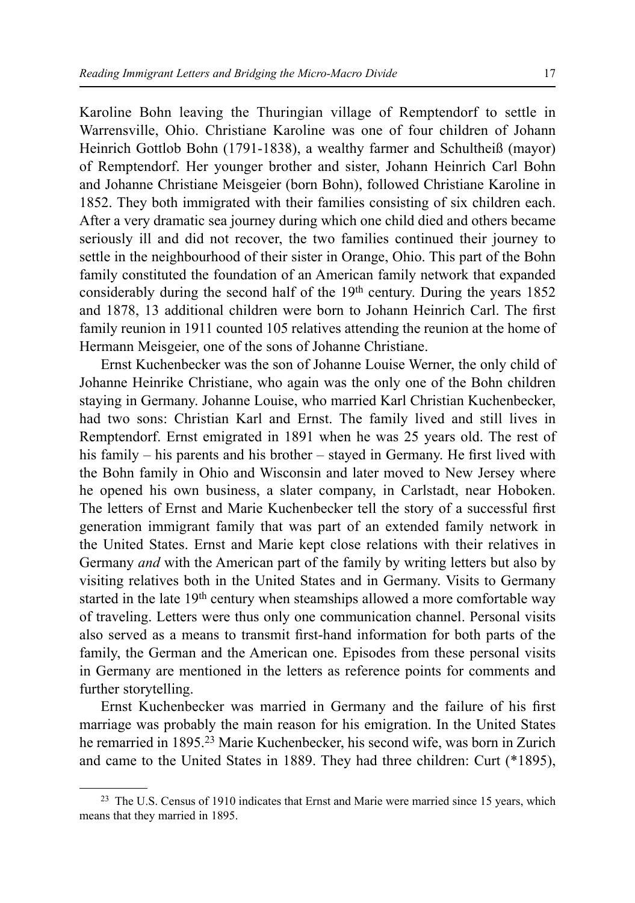Karoline Bohn leaving the Thuringian village of Remptendorf to settle in Warrensville, Ohio. Christiane Karoline was one of four children of Johann Heinrich Gottlob Bohn (1791-1838), a wealthy farmer and Schultheiß (mayor) of Remptendorf. Her younger brother and sister, Johann Heinrich Carl Bohn and Johanne Christiane Meisgeier (born Bohn), followed Christiane Karoline in 1852. They both immigrated with their families consisting of six children each. After a very dramatic sea journey during which one child died and others became seriously ill and did not recover, the two families continued their journey to settle in the neighbourhood of their sister in Orange, Ohio. This part of the Bohn family constituted the foundation of an American family network that expanded considerably during the second half of the 19th century. During the years 1852 and 1878, 13 additional children were born to Johann Heinrich Carl. The first family reunion in 1911 counted 105 relatives attending the reunion at the home of Hermann Meisgeier, one of the sons of Johanne Christiane.

Ernst Kuchenbecker was the son of Johanne Louise Werner, the only child of Johanne Heinrike Christiane, who again was the only one of the Bohn children staying in Germany. Johanne Louise, who married Karl Christian Kuchenbecker, had two sons: Christian Karl and Ernst. The family lived and still lives in Remptendorf. Ernst emigrated in 1891 when he was 25 years old. The rest of his family – his parents and his brother – stayed in Germany. He first lived with the Bohn family in Ohio and Wisconsin and later moved to New Jersey where he opened his own business, a slater company, in Carlstadt, near Hoboken. The letters of Ernst and Marie Kuchenbecker tell the story of a successful first generation immigrant family that was part of an extended family network in the United States. Ernst and Marie kept close relations with their relatives in Germany *and* with the American part of the family by writing letters but also by visiting relatives both in the United States and in Germany. Visits to Germany started in the late 19th century when steamships allowed a more comfortable way of traveling. Letters were thus only one communication channel. Personal visits also served as a means to transmit first-hand information for both parts of the family, the German and the American one. Episodes from these personal visits in Germany are mentioned in the letters as reference points for comments and further storytelling.

Ernst Kuchenbecker was married in Germany and the failure of his first marriage was probably the main reason for his emigration. In the United States he remarried in 1895.[23] Marie Kuchenbecker, his second wife, was born in Zurich and came to the United States in 1889. They had three children: Curt (*1895),

[23] The U.S. Census of 1910 indicates that Ernst and Marie were married since 15 years, which means that they married in 1895.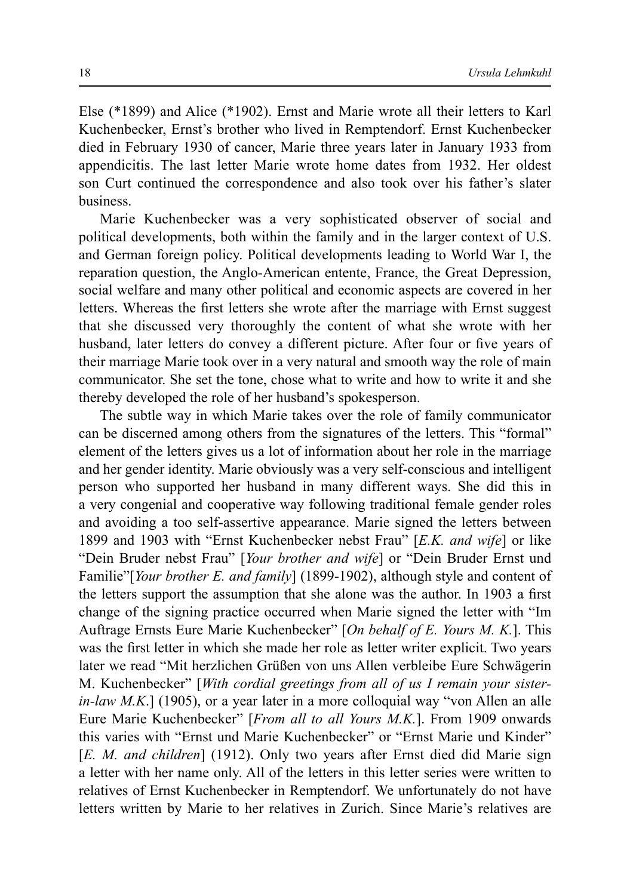Else (*1899) and Alice (*1902). Ernst and Marie wrote all their letters to Karl Kuchenbecker, Ernst's brother who lived in Remptendorf. Ernst Kuchenbecker died in February 1930 of cancer, Marie three years later in January 1933 from appendicitis. The last letter Marie wrote home dates from 1932. Her oldest son Curt continued the correspondence and also took over his father's slater business.

Marie Kuchenbecker was a very sophisticated observer of social and political developments, both within the family and in the larger context of U.S. and German foreign policy. Political developments leading to World War I, the reparation question, the Anglo-American entente, France, the Great Depression, social welfare and many other political and economic aspects are covered in her letters. Whereas the first letters she wrote after the marriage with Ernst suggest that she discussed very thoroughly the content of what she wrote with her husband, later letters do convey a different picture. After four or five years of their marriage Marie took over in a very natural and smooth way the role of main communicator. She set the tone, chose what to write and how to write it and she thereby developed the role of her husband's spokesperson.

The subtle way in which Marie takes over the role of family communicator can be discerned among others from the signatures of the letters. This "formal" element of the letters gives us a lot of information about her role in the marriage and her gender identity. Marie obviously was a very self-conscious and intelligent person who supported her husband in many different ways. She did this in a very congenial and cooperative way following traditional female gender roles and avoiding a too self-assertive appearance. Marie signed the letters between 1899 and 1903 with "Ernst Kuchenbecker nebst Frau" [*E.K. and wife*] or like "Dein Bruder nebst Frau" [*Your brother and wife*] or "Dein Bruder Ernst und Familie"[*Your brother E. and family*] (1899-1902), although style and content of the letters support the assumption that she alone was the author. In 1903 a first change of the signing practice occurred when Marie signed the letter with "Im Auftrage Ernsts Eure Marie Kuchenbecker" [*On behalf of E. Yours M. K.*]. This was the first letter in which she made her role as letter writer explicit. Two years later we read "Mit herzlichen Grüßen von uns Allen verbleibe Eure Schwägerin M. Kuchenbecker" [*With cordial greetings from all of us I remain your sister-in-law M.K.*] (1905), or a year later in a more colloquial way "von Allen an alle Eure Marie Kuchenbecker" [*From all to all Yours M.K.*]. From 1909 onwards this varies with "Ernst und Marie Kuchenbecker" or "Ernst Marie und Kinder" [*E. M. and children*] (1912). Only two years after Ernst died did Marie sign a letter with her name only. All of the letters in this letter series were written to relatives of Ernst Kuchenbecker in Remptendorf. We unfortunately do not have letters written by Marie to her relatives in Zurich. Since Marie's relatives are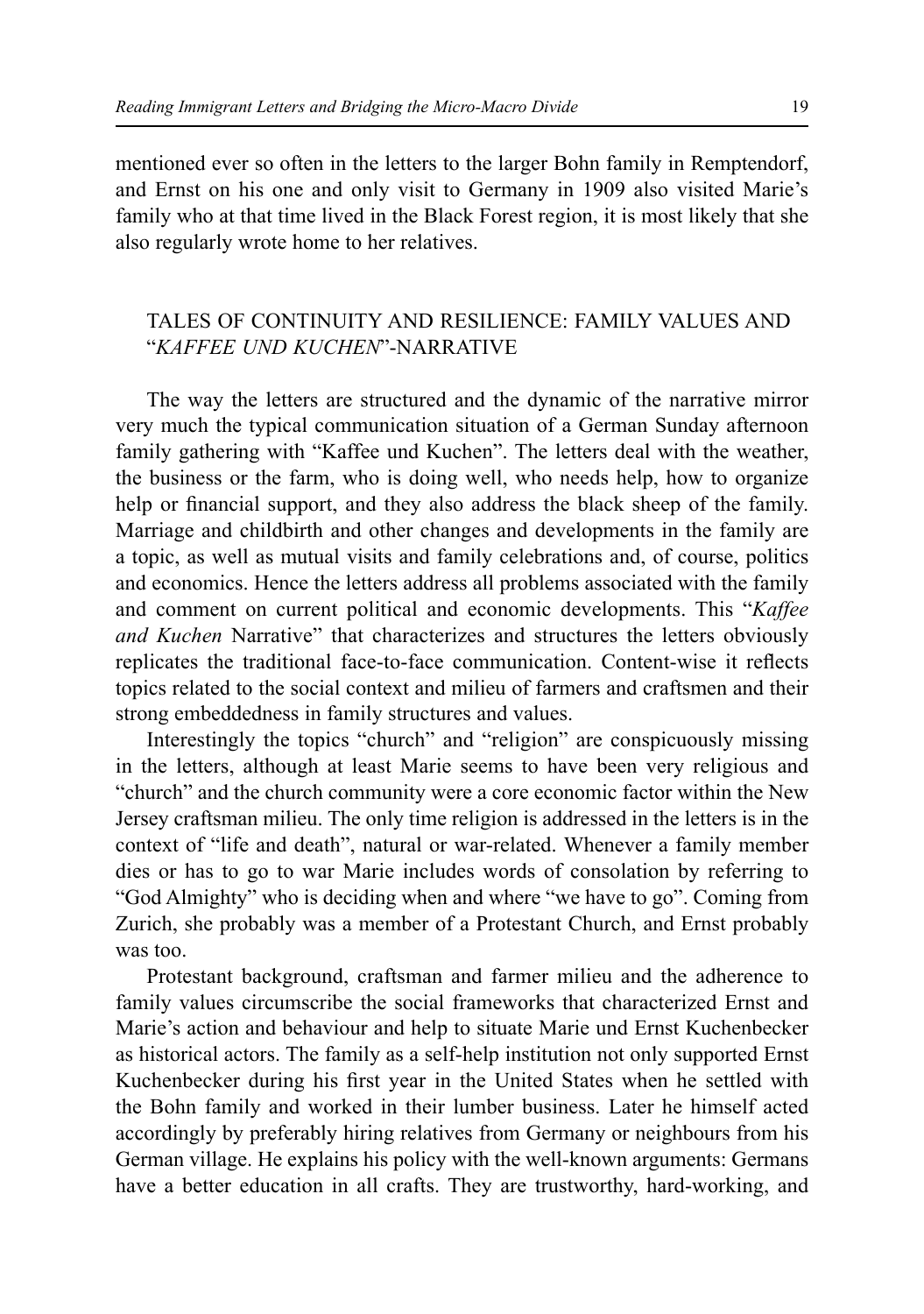mentioned ever so often in the letters to the larger Bohn family in Remptendorf, and Ernst on his one and only visit to Germany in 1909 also visited Marie's family who at that time lived in the Black Forest region, it is most likely that she also regularly wrote home to her relatives.

## TALES OF CONTINUITY AND RESILIENCE: FAMILY VALUES AND "*KAFFEE UND KUCHEN*"-NARRATIVE

The way the letters are structured and the dynamic of the narrative mirror very much the typical communication situation of a German Sunday afternoon family gathering with "Kaffee und Kuchen". The letters deal with the weather, the business or the farm, who is doing well, who needs help, how to organize help or financial support, and they also address the black sheep of the family. Marriage and childbirth and other changes and developments in the family are a topic, as well as mutual visits and family celebrations and, of course, politics and economics. Hence the letters address all problems associated with the family and comment on current political and economic developments. This "*Kaffee and Kuchen* Narrative" that characterizes and structures the letters obviously replicates the traditional face-to-face communication. Content-wise it reflects topics related to the social context and milieu of farmers and craftsmen and their strong embeddedness in family structures and values.

Interestingly the topics "church" and "religion" are conspicuously missing in the letters, although at least Marie seems to have been very religious and "church" and the church community were a core economic factor within the New Jersey craftsman milieu. The only time religion is addressed in the letters is in the context of "life and death", natural or war-related. Whenever a family member dies or has to go to war Marie includes words of consolation by referring to "God Almighty" who is deciding when and where "we have to go". Coming from Zurich, she probably was a member of a Protestant Church, and Ernst probably was too.

Protestant background, craftsman and farmer milieu and the adherence to family values circumscribe the social frameworks that characterized Ernst and Marie's action and behaviour and help to situate Marie und Ernst Kuchenbecker as historical actors. The family as a self-help institution not only supported Ernst Kuchenbecker during his first year in the United States when he settled with the Bohn family and worked in their lumber business. Later he himself acted accordingly by preferably hiring relatives from Germany or neighbours from his German village. He explains his policy with the well-known arguments: Germans have a better education in all crafts. They are trustworthy, hard-working, and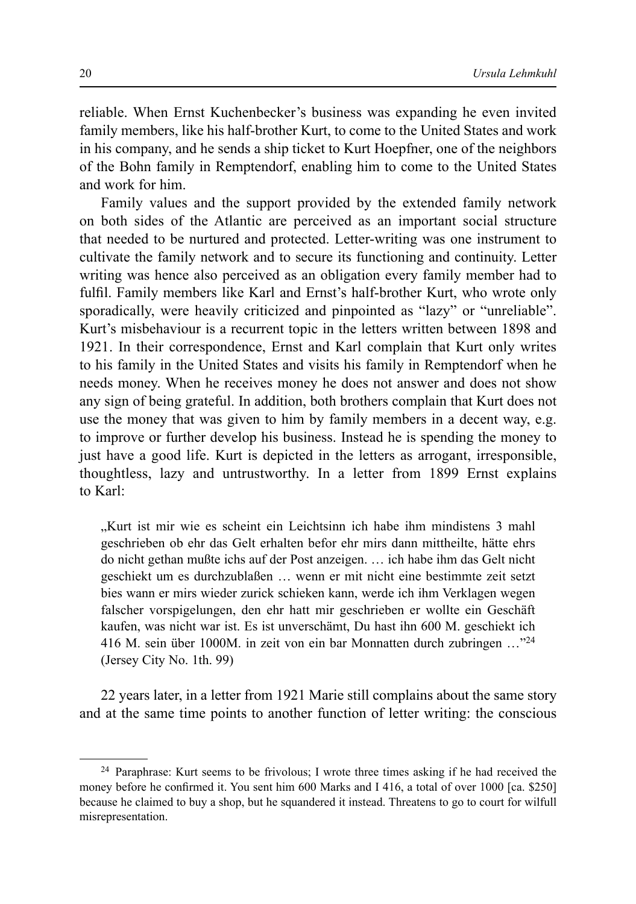reliable. When Ernst Kuchenbecker's business was expanding he even invited family members, like his half-brother Kurt, to come to the United States and work in his company, and he sends a ship ticket to Kurt Hoepfner, one of the neighbors of the Bohn family in Remptendorf, enabling him to come to the United States and work for him.

Family values and the support provided by the extended family network on both sides of the Atlantic are perceived as an important social structure that needed to be nurtured and protected. Letter-writing was one instrument to cultivate the family network and to secure its functioning and continuity. Letter writing was hence also perceived as an obligation every family member had to fulfil. Family members like Karl and Ernst's half-brother Kurt, who wrote only sporadically, were heavily criticized and pinpointed as "lazy" or "unreliable". Kurt's misbehaviour is a recurrent topic in the letters written between 1898 and 1921. In their correspondence, Ernst and Karl complain that Kurt only writes to his family in the United States and visits his family in Remptendorf when he needs money. When he receives money he does not answer and does not show any sign of being grateful. In addition, both brothers complain that Kurt does not use the money that was given to him by family members in a decent way, e.g. to improve or further develop his business. Instead he is spending the money to just have a good life. Kurt is depicted in the letters as arrogant, irresponsible, thoughtless, lazy and untrustworthy. In a letter from 1899 Ernst explains to Karl:

> „Kurt ist mir wie es scheint ein Leichtsinn ich habe ihm mindistens 3 mahl geschrieben ob ehr das Gelt erhalten befor ehr mirs dann mittheilte, hätte ehrs do nicht gethan mußte ichs auf der Post anzeigen. … ich habe ihm das Gelt nicht geschiekt um es durchzublaßen … wenn er mit nicht eine bestimmte zeit setzt bies wann er mirs wieder zurick schieken kann, werde ich ihm Verklagen wegen falscher vorspigelungen, den ehr hatt mir geschrieben er wollte ein Geschäft kaufen, was nicht war ist. Es ist unverschämt, Du hast ihn 600 M. geschiekt ich 416 M. sein über 1000M. in zeit von ein bar Monnatten durch zubringen …"[24] (Jersey City No. 1th. 99)

22 years later, in a letter from 1921 Marie still complains about the same story and at the same time points to another function of letter writing: the conscious

---

[24] Paraphrase: Kurt seems to be frivolous; I wrote three times asking if he had received the money before he confirmed it. You sent him 600 Marks and I 416, a total of over 1000 [ca. $250] because he claimed to buy a shop, but he squandered it instead. Threatens to go to court for wilfull misrepresentation.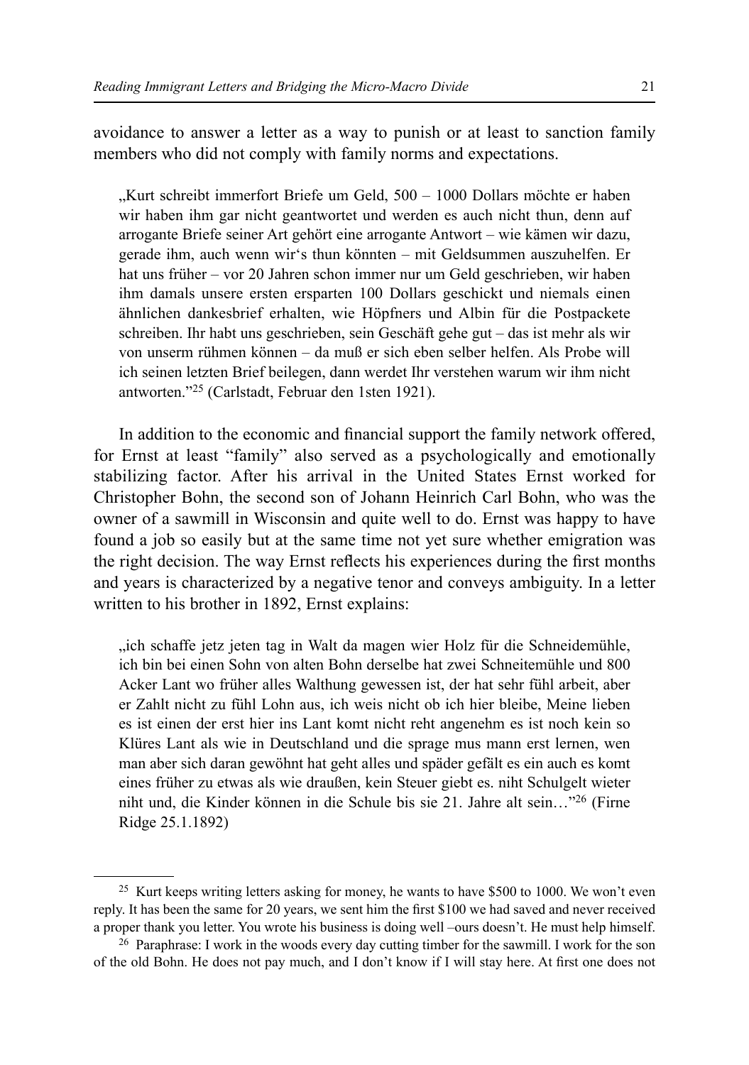avoidance to answer a letter as a way to punish or at least to sanction family members who did not comply with family norms and expectations.

> „Kurt schreibt immerfort Briefe um Geld, 500 – 1000 Dollars möchte er haben wir haben ihm gar nicht geantwortet und werden es auch nicht thun, denn auf arrogante Briefe seiner Art gehört eine arrogante Antwort – wie kämen wir dazu, gerade ihm, auch wenn wir‘s thun könnten – mit Geldsummen auszuhelfen. Er hat uns früher – vor 20 Jahren schon immer nur um Geld geschrieben, wir haben ihm damals unsere ersten ersparten 100 Dollars geschickt und niemals einen ähnlichen dankesbrief erhalten, wie Höpfners und Albin für die Postpackete schreiben. Ihr habt uns geschrieben, sein Geschäft gehe gut – das ist mehr als wir von unserm rühmen können – da muß er sich eben selber helfen. Als Probe will ich seinen letzten Brief beilegen, dann werdet Ihr verstehen warum wir ihm nicht antworten."[25] (Carlstadt, Februar den 1sten 1921).

In addition to the economic and financial support the family network offered, for Ernst at least "family" also served as a psychologically and emotionally stabilizing factor. After his arrival in the United States Ernst worked for Christopher Bohn, the second son of Johann Heinrich Carl Bohn, who was the owner of a sawmill in Wisconsin and quite well to do. Ernst was happy to have found a job so easily but at the same time not yet sure whether emigration was the right decision. The way Ernst reflects his experiences during the first months and years is characterized by a negative tenor and conveys ambiguity. In a letter written to his brother in 1892, Ernst explains:

> „ich schaffe jetz jeten tag in Walt da magen wier Holz für die Schneidemühle, ich bin bei einen Sohn von alten Bohn derselbe hat zwei Schneitemühle und 800 Acker Lant wo früher alles Walthung gewessen ist, der hat sehr fühl arbeit, aber er Zahlt nicht zu fühl Lohn aus, ich weis nicht ob ich hier bleibe, Meine lieben es ist einen der erst hier ins Lant komt nicht reht angenehm es ist noch kein so Klüres Lant als wie in Deutschland und die sprage mus mann erst lernen, wen man aber sich daran gewöhnt hat geht alles und späder gefält es ein auch es komt eines früher zu etwas als wie draußen, kein Steuer giebt es. niht Schulgelt wieter niht und, die Kinder können in die Schule bis sie 21. Jahre alt sein…"[26] (Firne Ridge 25.1.1892)

---

[25] Kurt keeps writing letters asking for money, he wants to have $500 to 1000. We won't even reply. It has been the same for 20 years, we sent him the first $100 we had saved and never received a proper thank you letter. You wrote his business is doing well –ours doesn't. He must help himself.

[26] Paraphrase: I work in the woods every day cutting timber for the sawmill. I work for the son of the old Bohn. He does not pay much, and I don't know if I will stay here. At first one does not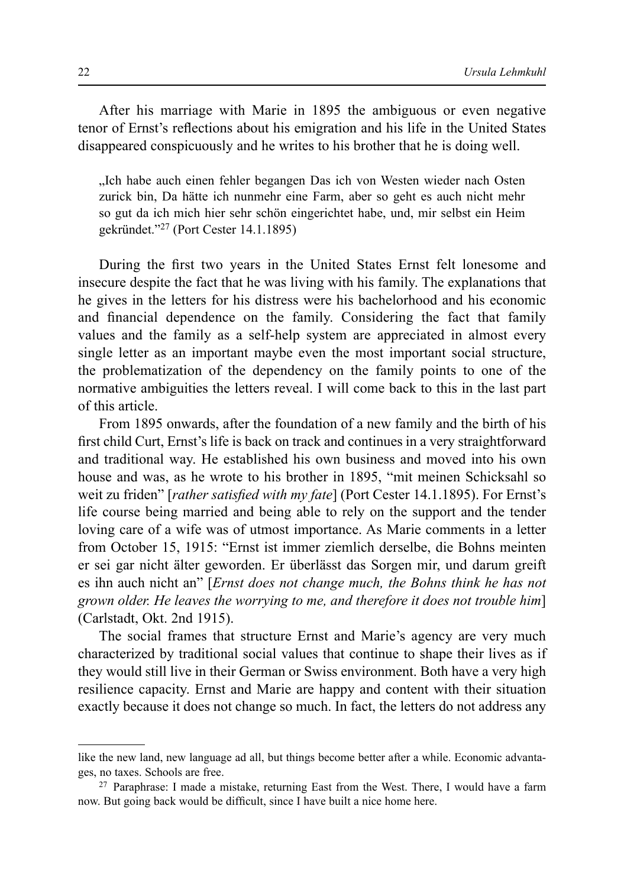After his marriage with Marie in 1895 the ambiguous or even negative tenor of Ernst's reflections about his emigration and his life in the United States disappeared conspicuously and he writes to his brother that he is doing well.

> „Ich habe auch einen fehler begangen Das ich von Westen wieder nach Osten zurick bin, Da hätte ich nunmehr eine Farm, aber so geht es auch nicht mehr so gut da ich mich hier sehr schön eingerichtet habe, und, mir selbst ein Heim gekründet."[27] (Port Cester 14.1.1895)

During the first two years in the United States Ernst felt lonesome and insecure despite the fact that he was living with his family. The explanations that he gives in the letters for his distress were his bachelorhood and his economic and financial dependence on the family. Considering the fact that family values and the family as a self-help system are appreciated in almost every single letter as an important maybe even the most important social structure, the problematization of the dependency on the family points to one of the normative ambiguities the letters reveal. I will come back to this in the last part of this article.

From 1895 onwards, after the foundation of a new family and the birth of his first child Curt, Ernst's life is back on track and continues in a very straightforward and traditional way. He established his own business and moved into his own house and was, as he wrote to his brother in 1895, "mit meinen Schicksahl so weit zu friden" [*rather satisfied with my fate*] (Port Cester 14.1.1895). For Ernst's life course being married and being able to rely on the support and the tender loving care of a wife was of utmost importance. As Marie comments in a letter from October 15, 1915: "Ernst ist immer ziemlich derselbe, die Bohns meinten er sei gar nicht älter geworden. Er überlässt das Sorgen mir, und darum greift es ihn auch nicht an" [*Ernst does not change much, the Bohns think he has not grown older. He leaves the worrying to me, and therefore it does not trouble him*] (Carlstadt, Okt. 2nd 1915).

The social frames that structure Ernst and Marie's agency are very much characterized by traditional social values that continue to shape their lives as if they would still live in their German or Swiss environment. Both have a very high resilience capacity. Ernst and Marie are happy and content with their situation exactly because it does not change so much. In fact, the letters do not address any

---

like the new land, new language ad all, but things become better after a while. Economic advantages, no taxes. Schools are free.

[27] Paraphrase: I made a mistake, returning East from the West. There, I would have a farm now. But going back would be difficult, since I have built a nice home here.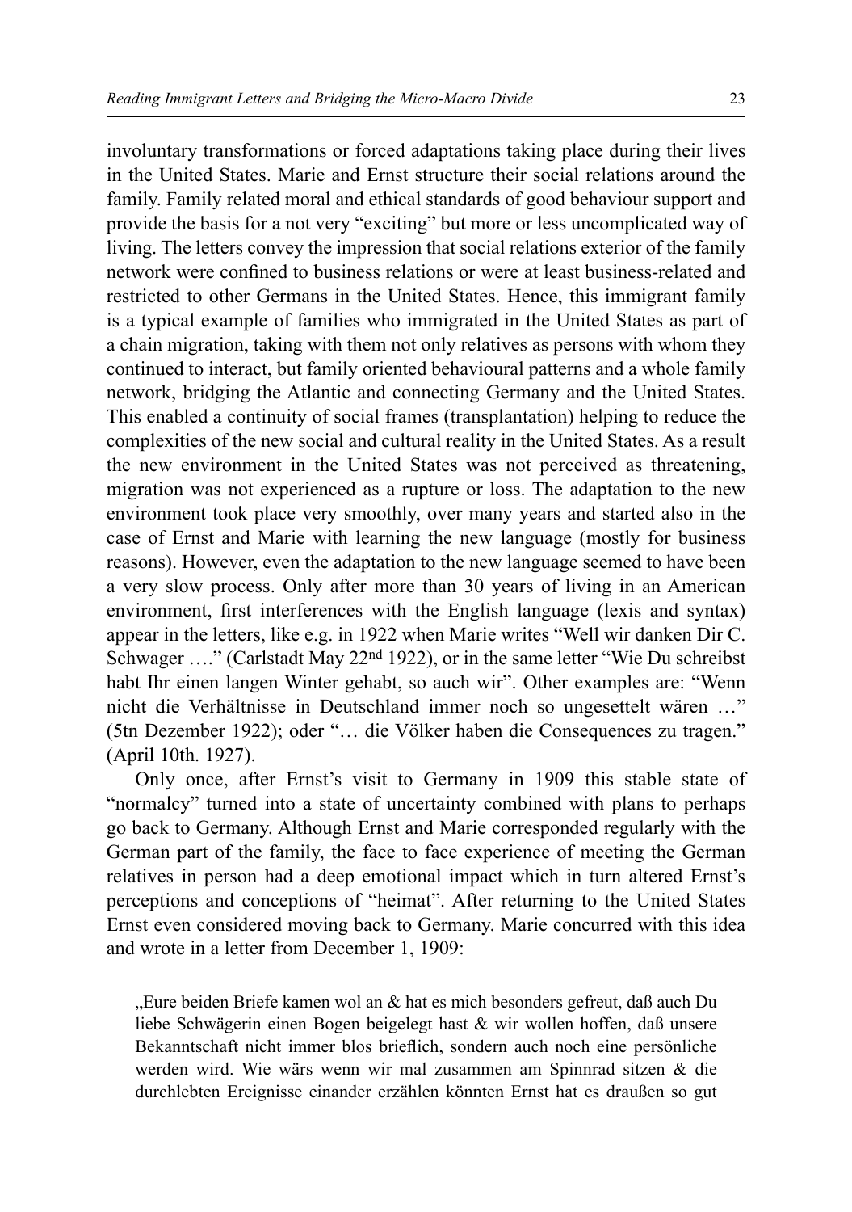involuntary transformations or forced adaptations taking place during their lives in the United States. Marie and Ernst structure their social relations around the family. Family related moral and ethical standards of good behaviour support and provide the basis for a not very "exciting" but more or less uncomplicated way of living. The letters convey the impression that social relations exterior of the family network were confined to business relations or were at least business-related and restricted to other Germans in the United States. Hence, this immigrant family is a typical example of families who immigrated in the United States as part of a chain migration, taking with them not only relatives as persons with whom they continued to interact, but family oriented behavioural patterns and a whole family network, bridging the Atlantic and connecting Germany and the United States. This enabled a continuity of social frames (transplantation) helping to reduce the complexities of the new social and cultural reality in the United States. As a result the new environment in the United States was not perceived as threatening, migration was not experienced as a rupture or loss. The adaptation to the new environment took place very smoothly, over many years and started also in the case of Ernst and Marie with learning the new language (mostly for business reasons). However, even the adaptation to the new language seemed to have been a very slow process. Only after more than 30 years of living in an American environment, first interferences with the English language (lexis and syntax) appear in the letters, like e.g. in 1922 when Marie writes "Well wir danken Dir C. Schwager …." (Carlstadt May 22nd 1922), or in the same letter "Wie Du schreibst habt Ihr einen langen Winter gehabt, so auch wir". Other examples are: "Wenn nicht die Verhältnisse in Deutschland immer noch so ungesettelt wären …" (5tn Dezember 1922); oder "… die Völker haben die Consequences zu tragen." (April 10th. 1927).

Only once, after Ernst's visit to Germany in 1909 this stable state of "normalcy" turned into a state of uncertainty combined with plans to perhaps go back to Germany. Although Ernst and Marie corresponded regularly with the German part of the family, the face to face experience of meeting the German relatives in person had a deep emotional impact which in turn altered Ernst's perceptions and conceptions of "heimat". After returning to the United States Ernst even considered moving back to Germany. Marie concurred with this idea and wrote in a letter from December 1, 1909:

> „Eure beiden Briefe kamen wol an & hat es mich besonders gefreut, daß auch Du liebe Schwägerin einen Bogen beigelegt hast & wir wollen hoffen, daß unsere Bekanntschaft nicht immer blos brieflich, sondern auch noch eine persönliche werden wird. Wie wärs wenn wir mal zusammen am Spinnrad sitzen & die durchlebten Ereignisse einander erzählen könnten Ernst hat es draußen so gut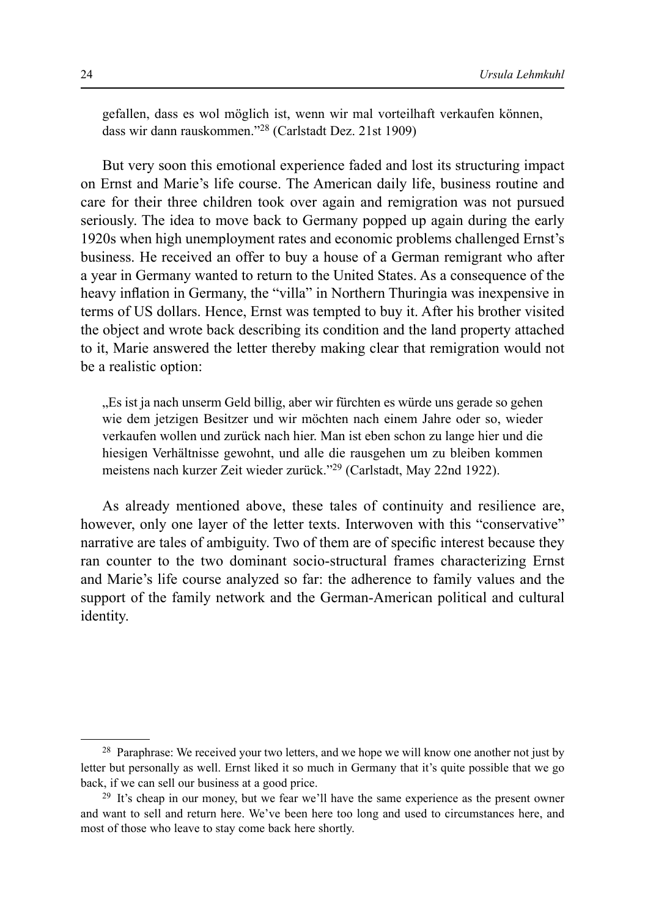gefallen, dass es wol möglich ist, wenn wir mal vorteilhaft verkaufen können, dass wir dann rauskommen."[28] (Carlstadt Dez. 21st 1909)

But very soon this emotional experience faded and lost its structuring impact on Ernst and Marie's life course. The American daily life, business routine and care for their three children took over again and remigration was not pursued seriously. The idea to move back to Germany popped up again during the early 1920s when high unemployment rates and economic problems challenged Ernst's business. He received an offer to buy a house of a German remigrant who after a year in Germany wanted to return to the United States. As a consequence of the heavy inflation in Germany, the "villa" in Northern Thuringia was inexpensive in terms of US dollars. Hence, Ernst was tempted to buy it. After his brother visited the object and wrote back describing its condition and the land property attached to it, Marie answered the letter thereby making clear that remigration would not be a realistic option:

> „Es ist ja nach unserm Geld billig, aber wir fürchten es würde uns gerade so gehen wie dem jetzigen Besitzer und wir möchten nach einem Jahre oder so, wieder verkaufen wollen und zurück nach hier. Man ist eben schon zu lange hier und die hiesigen Verhältnisse gewohnt, und alle die rausgehen um zu bleiben kommen meistens nach kurzer Zeit wieder zurück."[29] (Carlstadt, May 22nd 1922).

As already mentioned above, these tales of continuity and resilience are, however, only one layer of the letter texts. Interwoven with this "conservative" narrative are tales of ambiguity. Two of them are of specific interest because they ran counter to the two dominant socio-structural frames characterizing Ernst and Marie's life course analyzed so far: the adherence to family values and the support of the family network and the German-American political and cultural identity.

---

[28] Paraphrase: We received your two letters, and we hope we will know one another not just by letter but personally as well. Ernst liked it so much in Germany that it's quite possible that we go back, if we can sell our business at a good price.

[29] It's cheap in our money, but we fear we'll have the same experience as the present owner and want to sell and return here. We've been here too long and used to circumstances here, and most of those who leave to stay come back here shortly.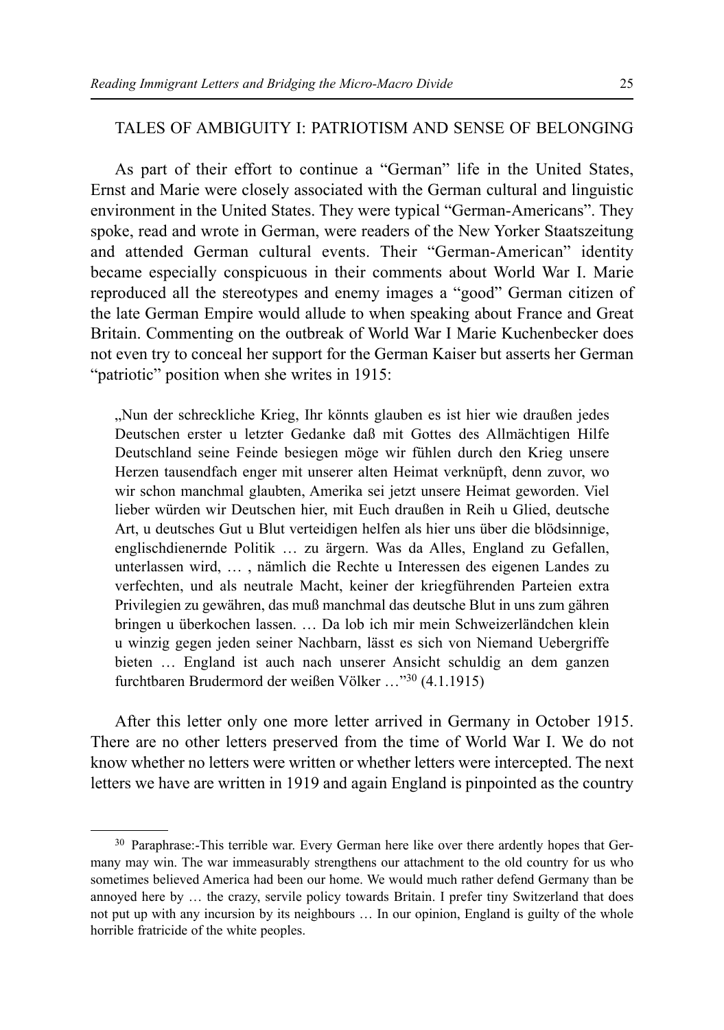## TALES OF AMBIGUITY I: PATRIOTISM AND SENSE OF BELONGING

As part of their effort to continue a "German" life in the United States, Ernst and Marie were closely associated with the German cultural and linguistic environment in the United States. They were typical "German-Americans". They spoke, read and wrote in German, were readers of the New Yorker Staatszeitung and attended German cultural events. Their "German-American" identity became especially conspicuous in their comments about World War I. Marie reproduced all the stereotypes and enemy images a "good" German citizen of the late German Empire would allude to when speaking about France and Great Britain. Commenting on the outbreak of World War I Marie Kuchenbecker does not even try to conceal her support for the German Kaiser but asserts her German "patriotic" position when she writes in 1915:

> „Nun der schreckliche Krieg, Ihr könnts glauben es ist hier wie draußen jedes Deutschen erster u letzter Gedanke daß mit Gottes des Allmächtigen Hilfe Deutschland seine Feinde besiegen möge wir fühlen durch den Krieg unsere Herzen tausendfach enger mit unserer alten Heimat verknüpft, denn zuvor, wo wir schon manchmal glaubten, Amerika sei jetzt unsere Heimat geworden. Viel lieber würden wir Deutschen hier, mit Euch draußen in Reih u Glied, deutsche Art, u deutsches Gut u Blut verteidigen helfen als hier uns über die blödsinnige, englischdienernde Politik … zu ärgern. Was da Alles, England zu Gefallen, unterlassen wird, … , nämlich die Rechte u Interessen des eigenen Landes zu verfechten, und als neutrale Macht, keiner der kriegführenden Parteien extra Privilegien zu gewähren, das muß manchmal das deutsche Blut in uns zum gähren bringen u überkochen lassen. … Da lob ich mir mein Schweizerländchen klein u winzig gegen jeden seiner Nachbarn, lässt es sich von Niemand Uebergriffe bieten … England ist auch nach unserer Ansicht schuldig an dem ganzen furchtbaren Brudermord der weißen Völker …"[30] (4.1.1915)

After this letter only one more letter arrived in Germany in October 1915. There are no other letters preserved from the time of World War I. We do not know whether no letters were written or whether letters were intercepted. The next letters we have are written in 1919 and again England is pinpointed as the country

---

[30] Paraphrase:-This terrible war. Every German here like over there ardently hopes that Germany may win. The war immeasurably strengthens our attachment to the old country for us who sometimes believed America had been our home. We would much rather defend Germany than be annoyed here by … the crazy, servile policy towards Britain. I prefer tiny Switzerland that does not put up with any incursion by its neighbours … In our opinion, England is guilty of the whole horrible fratricide of the white peoples.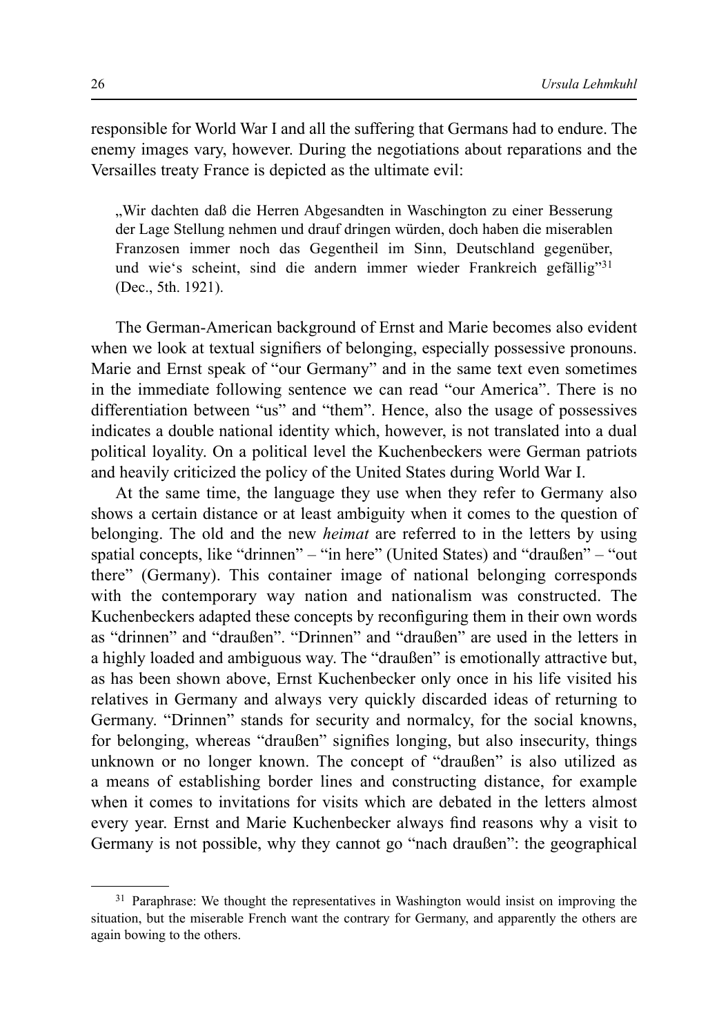responsible for World War I and all the suffering that Germans had to endure. The enemy images vary, however. During the negotiations about reparations and the Versailles treaty France is depicted as the ultimate evil:

> „Wir dachten daß die Herren Abgesandten in Waschington zu einer Besserung der Lage Stellung nehmen und drauf dringen würden, doch haben die miserablen Franzosen immer noch das Gegentheil im Sinn, Deutschland gegenüber, und wie's scheint, sind die andern immer wieder Frankreich gefällig"[31] (Dec., 5th. 1921).

The German-American background of Ernst and Marie becomes also evident when we look at textual signifiers of belonging, especially possessive pronouns. Marie and Ernst speak of "our Germany" and in the same text even sometimes in the immediate following sentence we can read "our America". There is no differentiation between "us" and "them". Hence, also the usage of possessives indicates a double national identity which, however, is not translated into a dual political loyality. On a political level the Kuchenbeckers were German patriots and heavily criticized the policy of the United States during World War I.

At the same time, the language they use when they refer to Germany also shows a certain distance or at least ambiguity when it comes to the question of belonging. The old and the new *heimat* are referred to in the letters by using spatial concepts, like "drinnen" – "in here" (United States) and "draußen" – "out there" (Germany). This container image of national belonging corresponds with the contemporary way nation and nationalism was constructed. The Kuchenbeckers adapted these concepts by reconfiguring them in their own words as "drinnen" and "draußen". "Drinnen" and "draußen" are used in the letters in a highly loaded and ambiguous way. The "draußen" is emotionally attractive but, as has been shown above, Ernst Kuchenbecker only once in his life visited his relatives in Germany and always very quickly discarded ideas of returning to Germany. "Drinnen" stands for security and normalcy, for the social knowns, for belonging, whereas "draußen" signifies longing, but also insecurity, things unknown or no longer known. The concept of "draußen" is also utilized as a means of establishing border lines and constructing distance, for example when it comes to invitations for visits which are debated in the letters almost every year. Ernst and Marie Kuchenbecker always find reasons why a visit to Germany is not possible, why they cannot go "nach draußen": the geographical

---

[31] Paraphrase: We thought the representatives in Washington would insist on improving the situation, but the miserable French want the contrary for Germany, and apparently the others are again bowing to the others.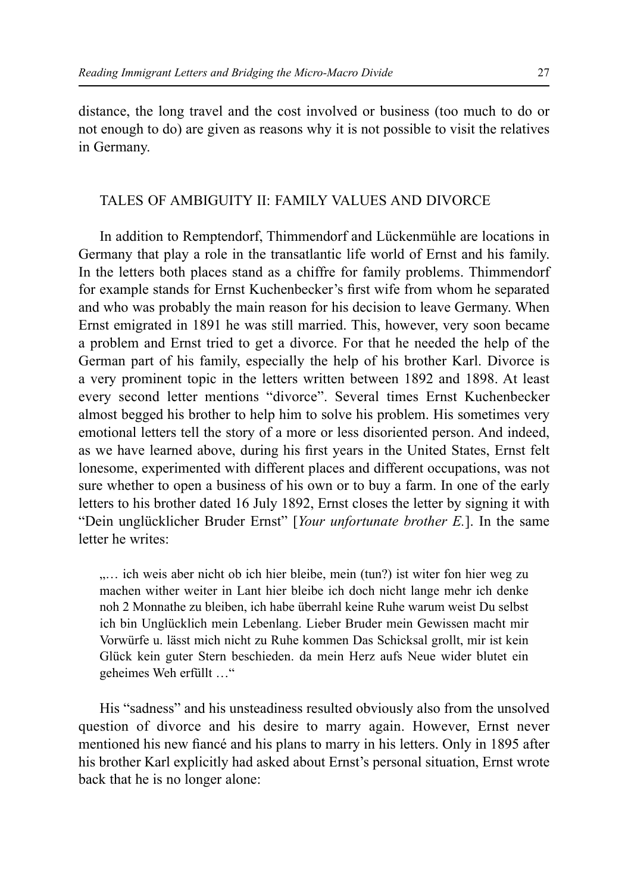distance, the long travel and the cost involved or business (too much to do or not enough to do) are given as reasons why it is not possible to visit the relatives in Germany.

## TALES OF AMBIGUITY II: FAMILY VALUES AND DIVORCE

In addition to Remptendorf, Thimmendorf and Lückenmühle are locations in Germany that play a role in the transatlantic life world of Ernst and his family. In the letters both places stand as a chiffre for family problems. Thimmendorf for example stands for Ernst Kuchenbecker's first wife from whom he separated and who was probably the main reason for his decision to leave Germany. When Ernst emigrated in 1891 he was still married. This, however, very soon became a problem and Ernst tried to get a divorce. For that he needed the help of the German part of his family, especially the help of his brother Karl. Divorce is a very prominent topic in the letters written between 1892 and 1898. At least every second letter mentions "divorce". Several times Ernst Kuchenbecker almost begged his brother to help him to solve his problem. His sometimes very emotional letters tell the story of a more or less disoriented person. And indeed, as we have learned above, during his first years in the United States, Ernst felt lonesome, experimented with different places and different occupations, was not sure whether to open a business of his own or to buy a farm. In one of the early letters to his brother dated 16 July 1892, Ernst closes the letter by signing it with "Dein unglücklicher Bruder Ernst" [*Your unfortunate brother E.*]. In the same letter he writes:

> „… ich weis aber nicht ob ich hier bleibe, mein (tun?) ist witer fon hier weg zu machen wither weiter in Lant hier bleibe ich doch nicht lange mehr ich denke noh 2 Monnathe zu bleiben, ich habe überrahl keine Ruhe warum weist Du selbst ich bin Unglücklich mein Lebenlang. Lieber Bruder mein Gewissen macht mir Vorwürfe u. lässt mich nicht zu Ruhe kommen Das Schicksal grollt, mir ist kein Glück kein guter Stern beschieden. da mein Herz aufs Neue wider blutet ein geheimes Weh erfüllt …"

His "sadness" and his unsteadiness resulted obviously also from the unsolved question of divorce and his desire to marry again. However, Ernst never mentioned his new fiancé and his plans to marry in his letters. Only in 1895 after his brother Karl explicitly had asked about Ernst's personal situation, Ernst wrote back that he is no longer alone: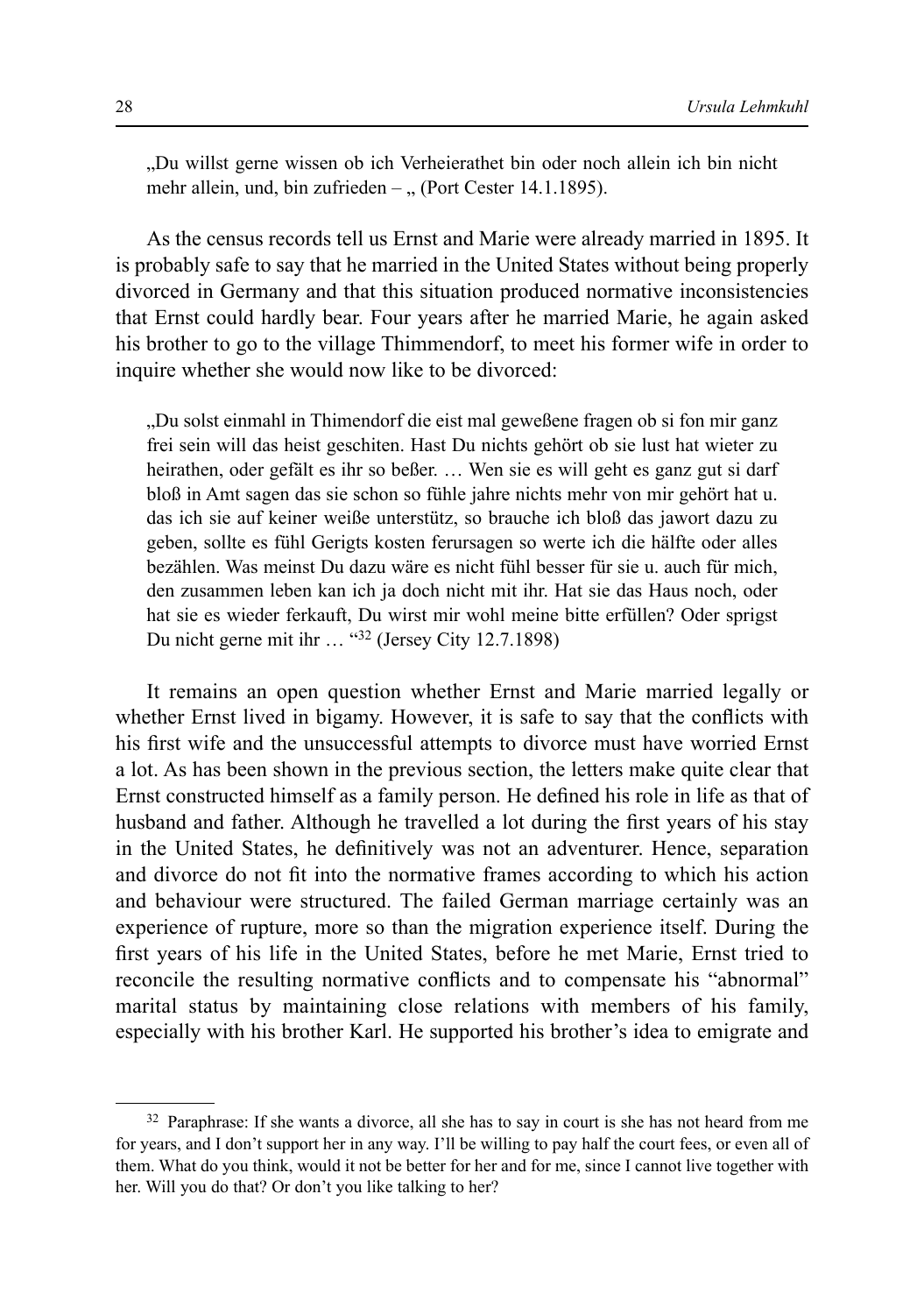„Du willst gerne wissen ob ich Verheierathet bin oder noch allein ich bin nicht mehr allein, und, bin zufrieden – „ (Port Cester 14.1.1895).

As the census records tell us Ernst and Marie were already married in 1895. It is probably safe to say that he married in the United States without being properly divorced in Germany and that this situation produced normative inconsistencies that Ernst could hardly bear. Four years after he married Marie, he again asked his brother to go to the village Thimmendorf, to meet his former wife in order to inquire whether she would now like to be divorced:

„Du solst einmahl in Thimendorf die eist mal geweßene fragen ob si fon mir ganz frei sein will das heist geschiten. Hast Du nichts gehört ob sie lust hat wieter zu heirathen, oder gefält es ihr so beßer. … Wen sie es will geht es ganz gut si darf bloß in Amt sagen das sie schon so fühle jahre nichts mehr von mir gehört hat u. das ich sie auf keiner weiße unterstütz, so brauche ich bloß das jawort dazu zu geben, sollte es fühl Gerigts kosten ferursagen so werte ich die hälfte oder alles bezählen. Was meinst Du dazu wäre es nicht fühl besser für sie u. auch für mich, den zusammen leben kan ich ja doch nicht mit ihr. Hat sie das Haus noch, oder hat sie es wieder ferkauft, Du wirst mir wohl meine bitte erfüllen? Oder sprigst Du nicht gerne mit ihr … "[32] (Jersey City 12.7.1898)

It remains an open question whether Ernst and Marie married legally or whether Ernst lived in bigamy. However, it is safe to say that the conflicts with his first wife and the unsuccessful attempts to divorce must have worried Ernst a lot. As has been shown in the previous section, the letters make quite clear that Ernst constructed himself as a family person. He defined his role in life as that of husband and father. Although he travelled a lot during the first years of his stay in the United States, he definitively was not an adventurer. Hence, separation and divorce do not fit into the normative frames according to which his action and behaviour were structured. The failed German marriage certainly was an experience of rupture, more so than the migration experience itself. During the first years of his life in the United States, before he met Marie, Ernst tried to reconcile the resulting normative conflicts and to compensate his "abnormal" marital status by maintaining close relations with members of his family, especially with his brother Karl. He supported his brother's idea to emigrate and

---

[32] Paraphrase: If she wants a divorce, all she has to say in court is she has not heard from me for years, and I don't support her in any way. I'll be willing to pay half the court fees, or even all of them. What do you think, would it not be better for her and for me, since I cannot live together with her. Will you do that? Or don't you like talking to her?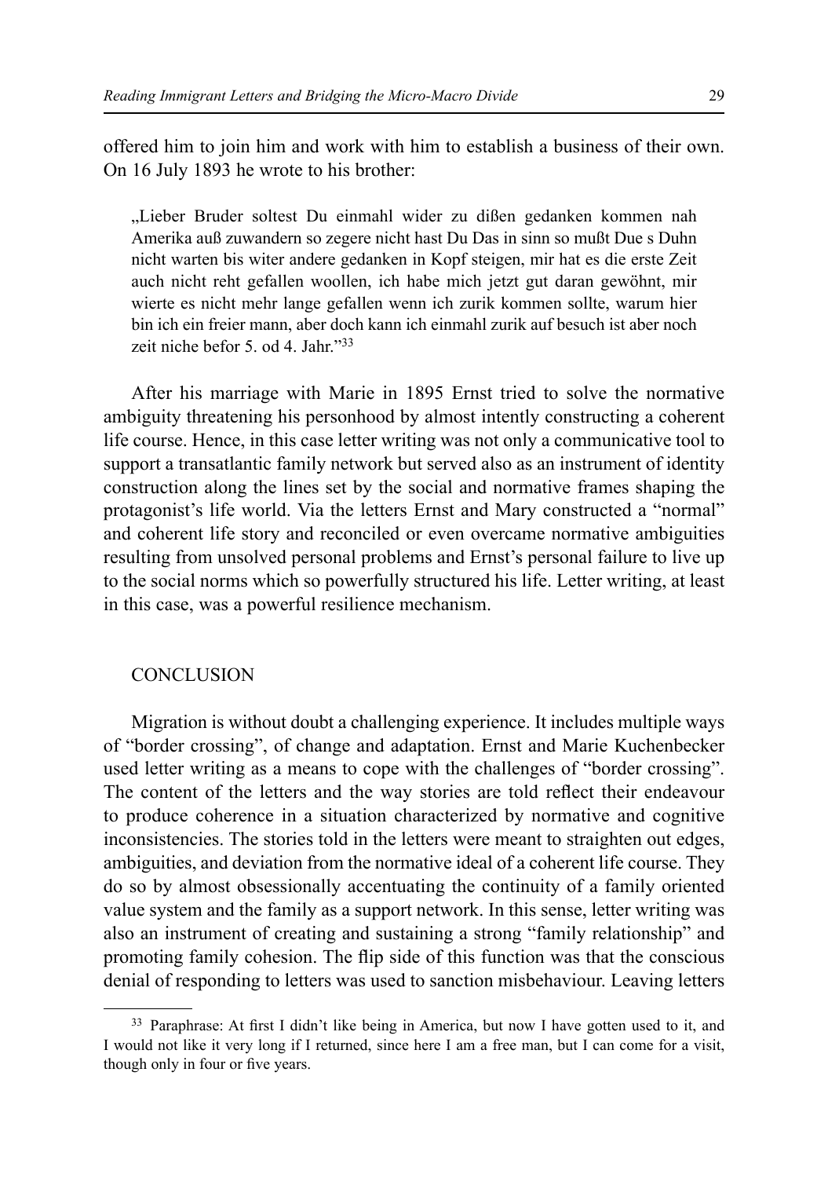offered him to join him and work with him to establish a business of their own. On 16 July 1893 he wrote to his brother:

> „Lieber Bruder soltest Du einmahl wider zu dißen gedanken kommen nah Amerika auß zuwandern so zegere nicht hast Du Das in sinn so mußt Due s Duhn nicht warten bis witer andere gedanken in Kopf steigen, mir hat es die erste Zeit auch nicht reht gefallen woollen, ich habe mich jetzt gut daran gewöhnt, mir wierte es nicht mehr lange gefallen wenn ich zurik kommen sollte, warum hier bin ich ein freier mann, aber doch kann ich einmahl zurik auf besuch ist aber noch zeit niche befor 5. od 4. Jahr."[33]

After his marriage with Marie in 1895 Ernst tried to solve the normative ambiguity threatening his personhood by almost intently constructing a coherent life course. Hence, in this case letter writing was not only a communicative tool to support a transatlantic family network but served also as an instrument of identity construction along the lines set by the social and normative frames shaping the protagonist's life world. Via the letters Ernst and Mary constructed a "normal" and coherent life story and reconciled or even overcame normative ambiguities resulting from unsolved personal problems and Ernst's personal failure to live up to the social norms which so powerfully structured his life. Letter writing, at least in this case, was a powerful resilience mechanism.

## CONCLUSION

Migration is without doubt a challenging experience. It includes multiple ways of "border crossing", of change and adaptation. Ernst and Marie Kuchenbecker used letter writing as a means to cope with the challenges of "border crossing". The content of the letters and the way stories are told reflect their endeavour to produce coherence in a situation characterized by normative and cognitive inconsistencies. The stories told in the letters were meant to straighten out edges, ambiguities, and deviation from the normative ideal of a coherent life course. They do so by almost obsessionally accentuating the continuity of a family oriented value system and the family as a support network. In this sense, letter writing was also an instrument of creating and sustaining a strong "family relationship" and promoting family cohesion. The flip side of this function was that the conscious denial of responding to letters was used to sanction misbehaviour. Leaving letters

---

[33] Paraphrase: At first I didn't like being in America, but now I have gotten used to it, and I would not like it very long if I returned, since here I am a free man, but I can come for a visit, though only in four or five years.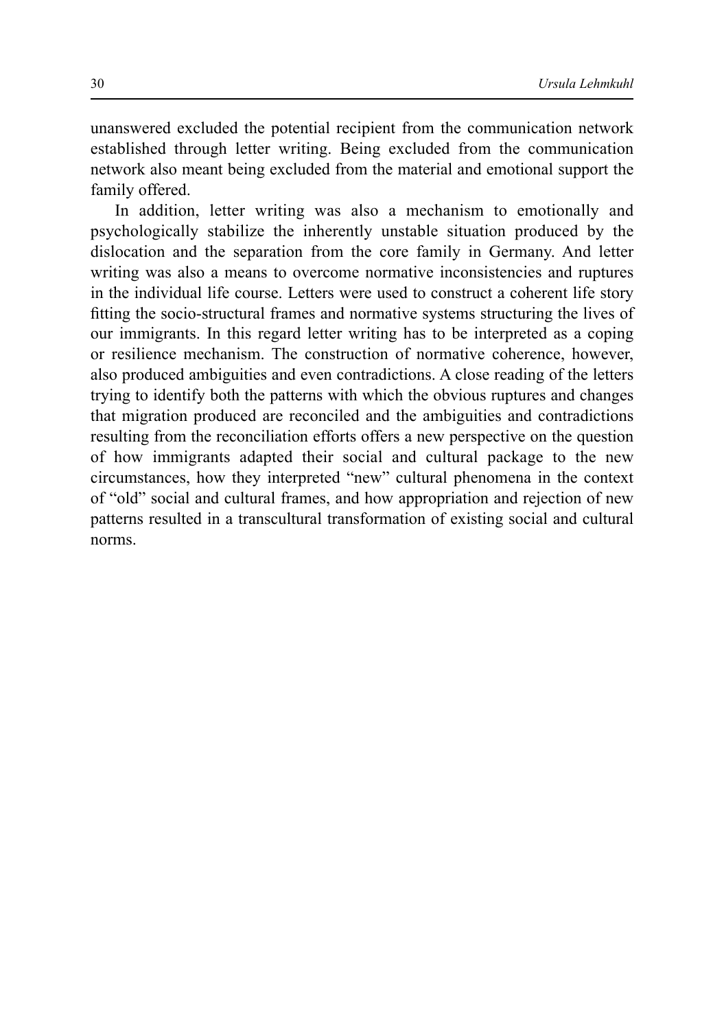unanswered excluded the potential recipient from the communication network established through letter writing. Being excluded from the communication network also meant being excluded from the material and emotional support the family offered.

In addition, letter writing was also a mechanism to emotionally and psychologically stabilize the inherently unstable situation produced by the dislocation and the separation from the core family in Germany. And letter writing was also a means to overcome normative inconsistencies and ruptures in the individual life course. Letters were used to construct a coherent life story fitting the socio-structural frames and normative systems structuring the lives of our immigrants. In this regard letter writing has to be interpreted as a coping or resilience mechanism. The construction of normative coherence, however, also produced ambiguities and even contradictions. A close reading of the letters trying to identify both the patterns with which the obvious ruptures and changes that migration produced are reconciled and the ambiguities and contradictions resulting from the reconciliation efforts offers a new perspective on the question of how immigrants adapted their social and cultural package to the new circumstances, how they interpreted "new" cultural phenomena in the context of "old" social and cultural frames, and how appropriation and rejection of new patterns resulted in a transcultural transformation of existing social and cultural norms.